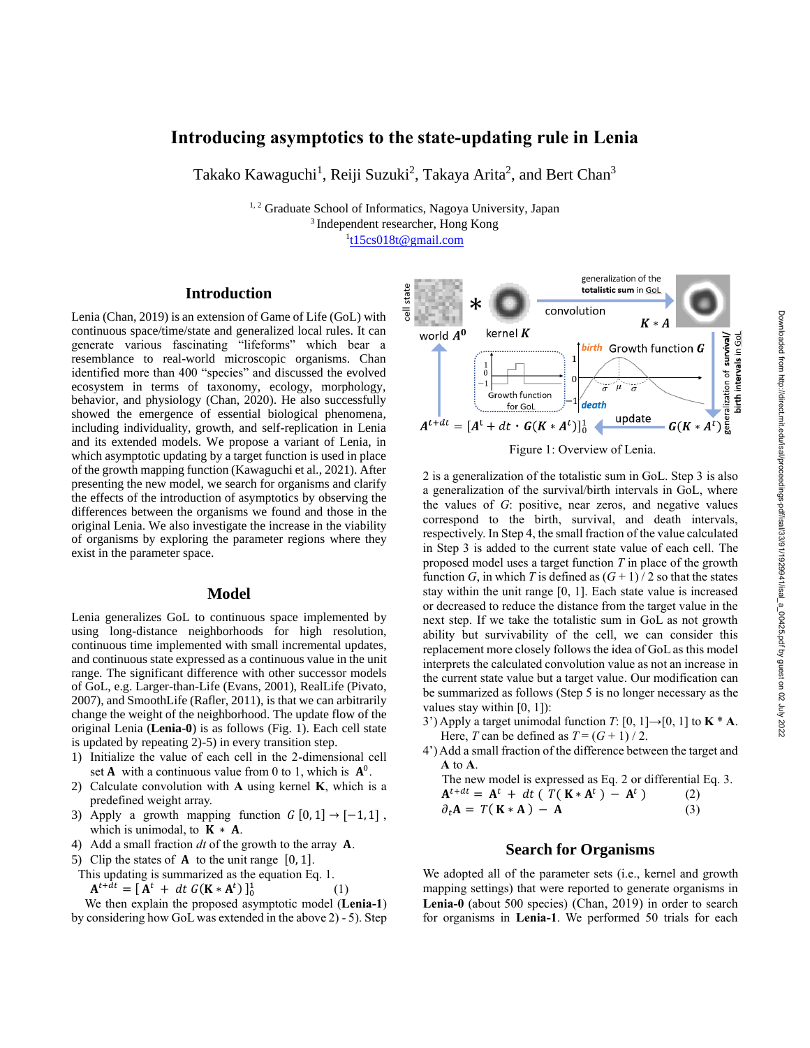# Introducing asymptotics to the state-updating rule in Lenia

Takako Kawaguchi[1], Reiji Suzuki[2], Takaya Arita[2], and Bert Chan[3]

[1, 2] Graduate School of Informatics, Nagoya University, Japan
[3] Independent researcher, Hong Kong
[1]t15cs018t@gmail.com

## Introduction

Lenia (Chan, 2019) is an extension of Game of Life (GoL) with continuous space/time/state and generalized local rules. It can generate various fascinating "lifeforms" which bear a resemblance to real-world microscopic organisms. Chan identified more than 400 "species" and discussed the evolved ecosystem in terms of taxonomy, ecology, morphology, behavior, and physiology (Chan, 2020). He also successfully showed the emergence of essential biological phenomena, including individuality, growth, and self-replication in Lenia and its extended models. We propose a variant of Lenia, in which asymptotic updating by a target function is used in place of the growth mapping function (Kawaguchi et al., 2021). After presenting the new model, we search for organisms and clarify the effects of the introduction of asymptotics by observing the differences between the organisms we found and those in the original Lenia. We also investigate the increase in the viability of organisms by exploring the parameter regions where they exist in the parameter space.

## Model

Lenia generalizes GoL to continuous space implemented by using long-distance neighborhoods for high resolution, continuous time implemented with small incremental updates, and continuous state expressed as a continuous value in the unit range. The significant difference with other successor models of GoL, e.g. Larger-than-Life (Evans, 2001), RealLife (Pivato, 2007), and SmoothLife (Rafler, 2011), is that we can arbitrarily change the weight of the neighborhood. The update flow of the original Lenia (**Lenia-0**) is as follows (Fig. 1). Each cell state is updated by repeating 2)-5) in every transition step.

1) Initialize the value of each cell in the 2-dimensional cell set $\mathbf{A}$ with a continuous value from 0 to 1, which is $\mathbf{A}^0$.
2) Calculate convolution with $\mathbf{A}$ using kernel $\mathbf{K}$, which is a predefined weight array.
3) Apply a growth mapping function $G\ [0,1] \rightarrow [-1,1]$, which is unimodal, to $\mathbf{K} * \mathbf{A}$.
4) Add a small fraction $dt$ of the growth to the array $\mathbf{A}$.
5) Clip the states of $\mathbf{A}$ to the unit range $[0,1]$.

This updating is summarized as the equation Eq. 1.

$$\mathbf{A}^{t+dt} = [\mathbf{A}^t + dt\, G(\mathbf{K} * \mathbf{A}^t)]_0^1 \qquad (1)$$

We then explain the proposed asymptotic model (**Lenia-1**) by considering how GoL was extended in the above 2) - 5). Step

Figure 1: Overview of Lenia.

2 is a generalization of the totalistic sum in GoL. Step 3 is also a generalization of the survival/birth intervals in GoL, where the values of $G$: positive, near zeros, and negative values correspond to the birth, survival, and death intervals, respectively. In Step 4, the small fraction of the value calculated in Step 3 is added to the current state value of each cell. The proposed model uses a target function $T$ in place of the growth function $G$, in which $T$ is defined as $(G + 1) / 2$ so that the states stay within the unit range [0, 1]. Each state value is increased or decreased to reduce the distance from the target value in the next step. If we take the totalistic sum in GoL as not growth ability but survivability of the cell, we can consider this replacement more closely follows the idea of GoL as this model interprets the calculated convolution value as not an increase in the current state value but a target value. Our modification can be summarized as follows (Step 5 is no longer necessary as the values stay within [0, 1]):

3') Apply a target unimodal function $T$: $[0, 1]\rightarrow[0, 1]$ to $\mathbf{K} * \mathbf{A}$. Here, $T$ can be defined as $T = (G + 1) / 2$.
4') Add a small fraction of the difference between the target and $\mathbf{A}$ to $\mathbf{A}$.

The new model is expressed as Eq. 2 or differential Eq. 3.

$$\mathbf{A}^{t+dt} = \mathbf{A}^t + dt\,(\,T(\,\mathbf{K} * \mathbf{A}^t\,) - \mathbf{A}^t\,) \qquad (2)$$

$$\partial_t \mathbf{A} = T(\,\mathbf{K} * \mathbf{A}\,) - \mathbf{A} \qquad (3)$$

## Search for Organisms

We adopted all of the parameter sets (i.e., kernel and growth mapping settings) that were reported to generate organisms in **Lenia-0** (about 500 species) (Chan, 2019) in order to search for organisms in **Lenia-1**. We performed 50 trials for each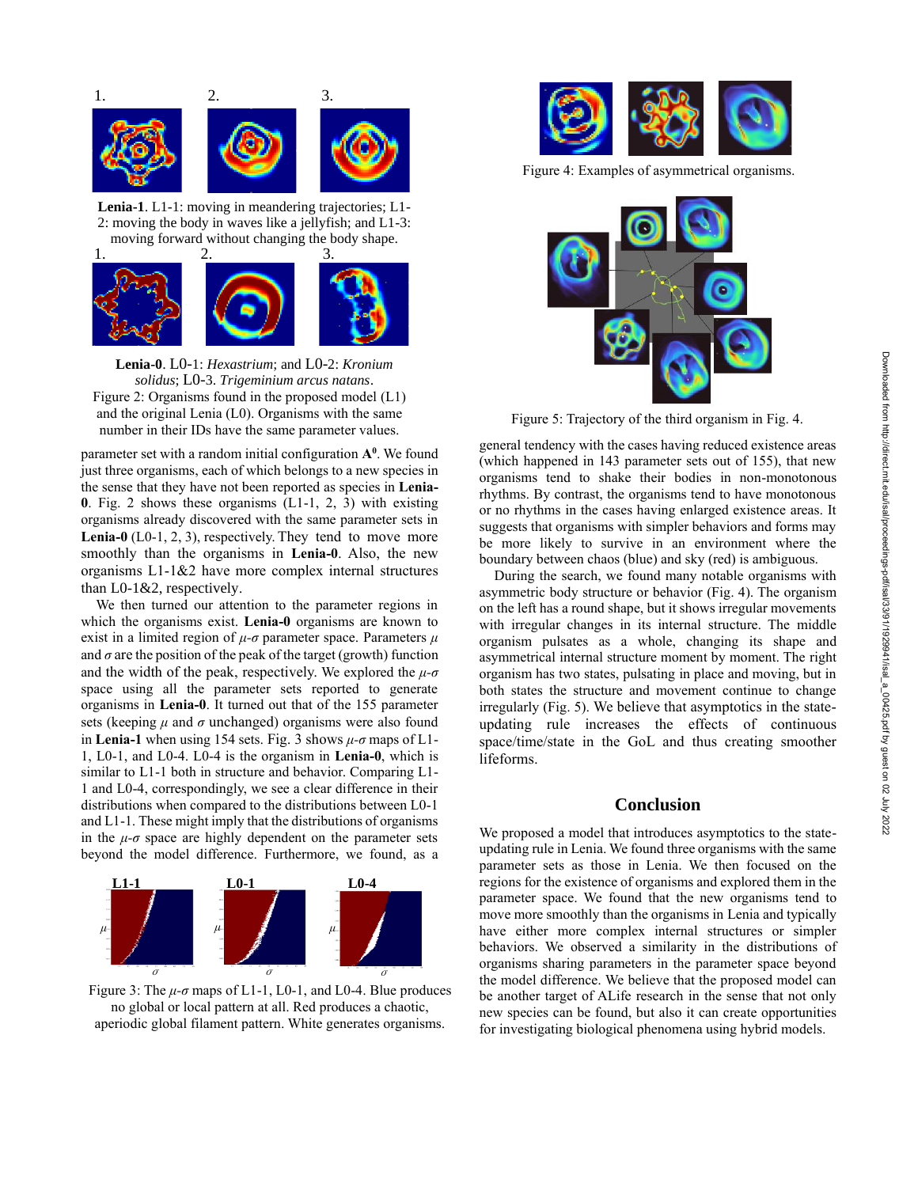1. 2. 3.

**Lenia-1**. L1-1: moving in meandering trajectories; L1-2: moving the body in waves like a jellyfish; and L1-3: moving forward without changing the body shape.

1. 2. 3.

**Lenia-0**. L0-1: *Hexastrium*; and L0-2: *Kronium solidus*; L0-3. *Trigeminium arcus natans*.

Figure 2: Organisms found in the proposed model (L1) and the original Lenia (L0). Organisms with the same number in their IDs have the same parameter values.

parameter set with a random initial configuration $\mathbf{A^0}$. We found just three organisms, each of which belongs to a new species in the sense that they have not been reported as species in **Lenia-0**. Fig. 2 shows these organisms (L1-1, 2, 3) with existing organisms already discovered with the same parameter sets in **Lenia-0** (L0-1, 2, 3), respectively. They tend to move more smoothly than the organisms in **Lenia-0**. Also, the new organisms L1-1&2 have more complex internal structures than L0-1&2, respectively.

We then turned our attention to the parameter regions in which the organisms exist. **Lenia-0** organisms are known to exist in a limited region of $\mu$-$\sigma$ parameter space. Parameters $\mu$ and $\sigma$ are the position of the peak of the target (growth) function and the width of the peak, respectively. We explored the $\mu$-$\sigma$ space using all the parameter sets reported to generate organisms in **Lenia-0**. It turned out that of the 155 parameter sets (keeping $\mu$ and $\sigma$ unchanged) organisms were also found in **Lenia-1** when using 154 sets. Fig. 3 shows $\mu$-$\sigma$ maps of L1-1, L0-1, and L0-4. L0-4 is the organism in **Lenia-0**, which is similar to L1-1 both in structure and behavior. Comparing L1-1 and L0-4, correspondingly, we see a clear difference in their distributions when compared to the distributions between L0-1 and L1-1. These might imply that the distributions of organisms in the $\mu$-$\sigma$ space are highly dependent on the parameter sets beyond the model difference. Furthermore, we found, as a

**L1-1** **L0-1** **L0-4**

Figure 3: The $\mu$-$\sigma$ maps of L1-1, L0-1, and L0-4. Blue produces no global or local pattern at all. Red produces a chaotic, aperiodic global filament pattern. White generates organisms.

Figure 4: Examples of asymmetrical organisms.

Figure 5: Trajectory of the third organism in Fig. 4.

general tendency with the cases having reduced existence areas (which happened in 143 parameter sets out of 155), that new organisms tend to shake their bodies in non-monotonous rhythms. By contrast, the organisms tend to have monotonous or no rhythms in the cases having enlarged existence areas. It suggests that organisms with simpler behaviors and forms may be more likely to survive in an environment where the boundary between chaos (blue) and sky (red) is ambiguous.

During the search, we found many notable organisms with asymmetric body structure or behavior (Fig. 4). The organism on the left has a round shape, but it shows irregular movements with irregular changes in its internal structure. The middle organism pulsates as a whole, changing its shape and asymmetrical internal structure moment by moment. The right organism has two states, pulsating in place and moving, but in both states the structure and movement continue to change irregularly (Fig. 5). We believe that asymptotics in the state-updating rule increases the effects of continuous space/time/state in the GoL and thus creating smoother lifeforms.

## Conclusion

We proposed a model that introduces asymptotics to the state-updating rule in Lenia. We found three organisms with the same parameter sets as those in Lenia. We then focused on the regions for the existence of organisms and explored them in the parameter space. We found that the new organisms tend to move more smoothly than the organisms in Lenia and typically have either more complex internal structures or simpler behaviors. We observed a similarity in the distributions of organisms sharing parameters in the parameter space beyond the model difference. We believe that the proposed model can be another target of ALife research in the sense that not only new species can be found, but also it can create opportunities for investigating biological phenomena using hybrid models.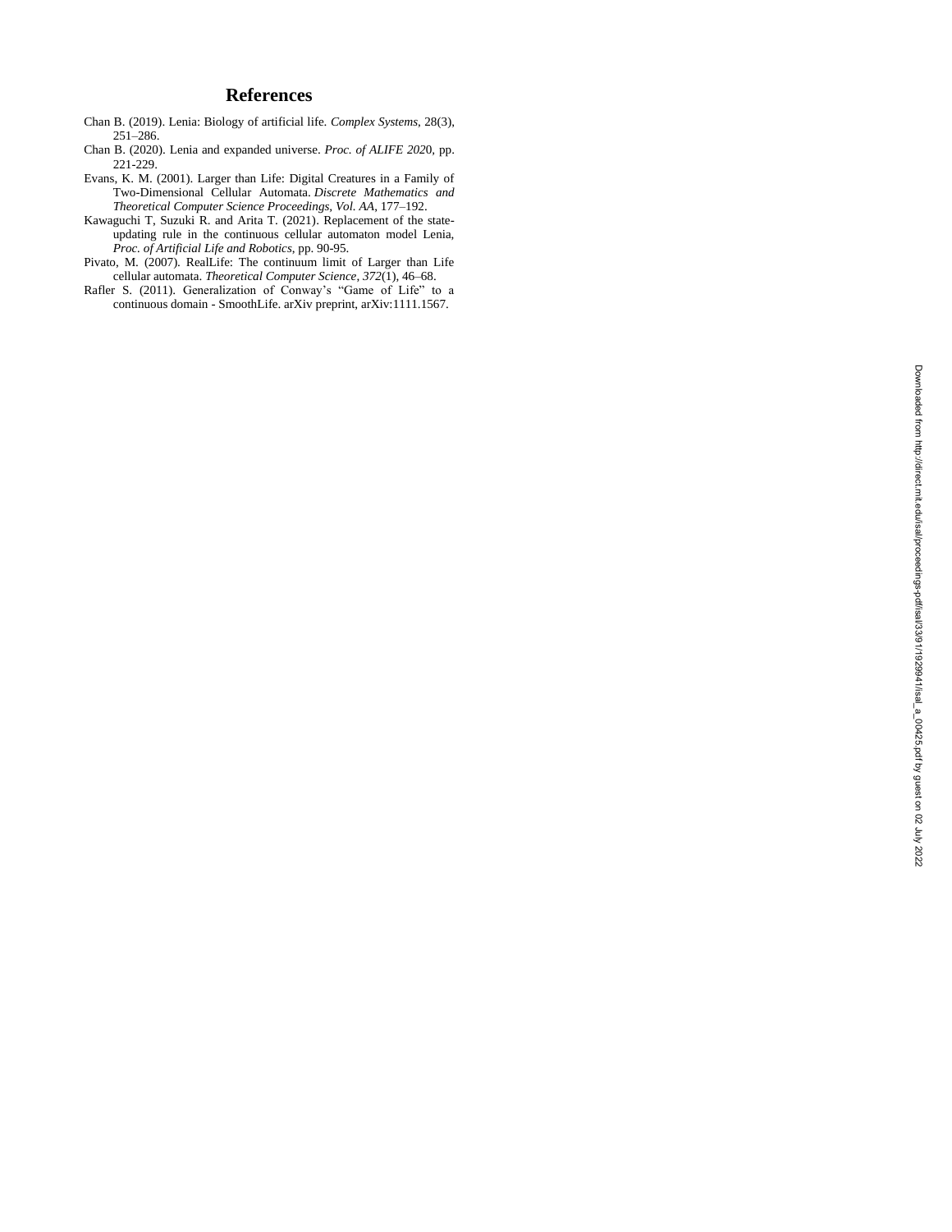## References

Chan B. (2019). Lenia: Biology of artificial life. *Complex Systems*, 28(3), 251–286.

Chan B. (2020). Lenia and expanded universe. *Proc. of ALIFE 2020*, pp. 221-229.

Evans, K. M. (2001). Larger than Life: Digital Creatures in a Family of Two-Dimensional Cellular Automata. *Discrete Mathematics and Theoretical Computer Science Proceedings, Vol. AA*, 177–192.

Kawaguchi T, Suzuki R. and Arita T. (2021). Replacement of the state-updating rule in the continuous cellular automaton model Lenia, *Proc. of Artificial Life and Robotics*, pp. 90-95.

Pivato, M. (2007). RealLife: The continuum limit of Larger than Life cellular automata. *Theoretical Computer Science*, *372*(1), 46–68.

Rafler S. (2011). Generalization of Conway's "Game of Life" to a continuous domain - SmoothLife. arXiv preprint, arXiv:1111.1567.